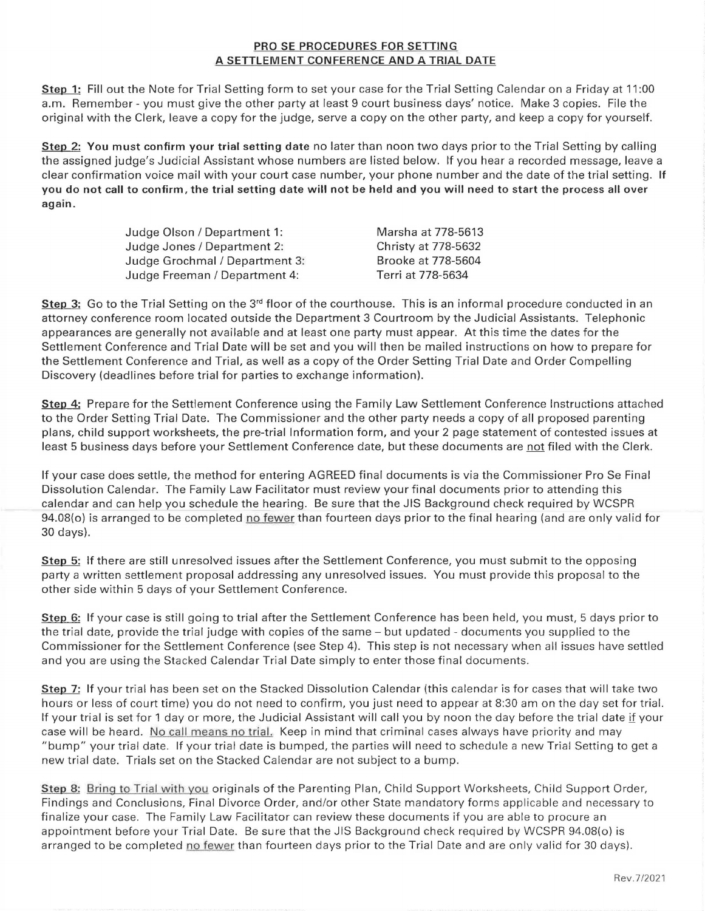# PRO SE PROCEDURES FOR SETTING A SETTLEMENT CONFERENCE AND A TRIAL DATE

**Step 1:** Fill out the Note for Trial Setting form to set your case for the Trial Setting Calendar on a Friday at 11:00 a.m. Remember - you must give the other party at least 9 court business days' notice. Make 3 copies. File the original with the Clerk, leave a copy for the judge, serve a copy on the other party, and keep a copy for yourself.

**Step 2:** **You must confirm your trial setting date** no later than noon two days prior to the Trial Setting by calling the assigned judge's Judicial Assistant whose numbers are listed below. If you hear a recorded message, leave a clear confirmation voice mail with your court case number, your phone number and the date of the trial setting. **If you do not call to confirm, the trial setting date will not be held and you will need to start the process all over again.**

| | |
|---|---|
| Judge Olson / Department 1: | Marsha at 778-5613 |
| Judge Jones / Department 2: | Christy at 778-5632 |
| Judge Grochmal / Department 3: | Brooke at 778-5604 |
| Judge Freeman / Department 4: | Terri at 778-5634 |

**Step 3:** Go to the Trial Setting on the 3rd floor of the courthouse. This is an informal procedure conducted in an attorney conference room located outside the Department 3 Courtroom by the Judicial Assistants. Telephonic appearances are generally not available and at least one party must appear. At this time the dates for the Settlement Conference and Trial Date will be set and you will then be mailed instructions on how to prepare for the Settlement Conference and Trial, as well as a copy of the Order Setting Trial Date and Order Compelling Discovery (deadlines before trial for parties to exchange information).

**Step 4:** Prepare for the Settlement Conference using the Family Law Settlement Conference Instructions attached to the Order Setting Trial Date. The Commissioner and the other party needs a copy of all proposed parenting plans, child support worksheets, the pre-trial Information form, and your 2 page statement of contested issues at least 5 business days before your Settlement Conference date, but these documents are not filed with the Clerk.

If your case does settle, the method for entering AGREED final documents is via the Commissioner Pro Se Final Dissolution Calendar. The Family Law Facilitator must review your final documents prior to attending this calendar and can help you schedule the hearing. Be sure that the JIS Background check required by WCSPR 94.08(o) is arranged to be completed no fewer than fourteen days prior to the final hearing (and are only valid for 30 days).

**Step 5:** If there are still unresolved issues after the Settlement Conference, you must submit to the opposing party a written settlement proposal addressing any unresolved issues. You must provide this proposal to the other side within 5 days of your Settlement Conference.

**Step 6:** If your case is still going to trial after the Settlement Conference has been held, you must, 5 days prior to the trial date, provide the trial judge with copies of the same – but updated - documents you supplied to the Commissioner for the Settlement Conference (see Step 4). This step is not necessary when all issues have settled and you are using the Stacked Calendar Trial Date simply to enter those final documents.

**Step 7:** If your trial has been set on the Stacked Dissolution Calendar (this calendar is for cases that will take two hours or less of court time) you do not need to confirm, you just need to appear at 8:30 am on the day set for trial. If your trial is set for 1 day or more, the Judicial Assistant will call you by noon the day before the trial date if your case will be heard. No call means no trial. Keep in mind that criminal cases always have priority and may "bump" your trial date. If your trial date is bumped, the parties will need to schedule a new Trial Setting to get a new trial date. Trials set on the Stacked Calendar are not subject to a bump.

**Step 8:** Bring to Trial with you originals of the Parenting Plan, Child Support Worksheets, Child Support Order, Findings and Conclusions, Final Divorce Order, and/or other State mandatory forms applicable and necessary to finalize your case. The Family Law Facilitator can review these documents if you are able to procure an appointment before your Trial Date. Be sure that the JIS Background check required by WCSPR 94.08(o) is arranged to be completed no fewer than fourteen days prior to the Trial Date and are only valid for 30 days).

Rev.7/2021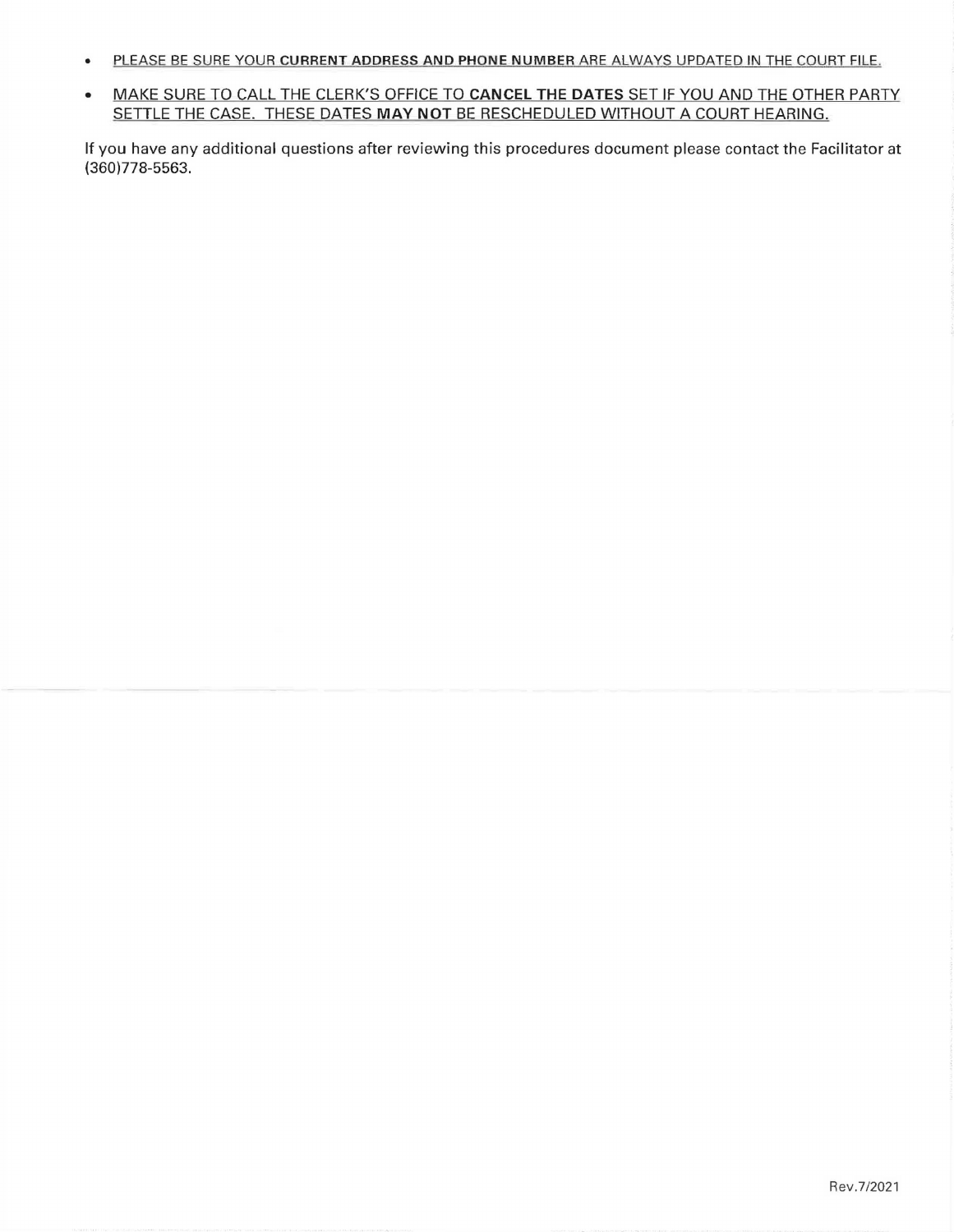- PLEASE BE SURE YOUR **CURRENT ADDRESS AND PHONE NUMBER** ARE ALWAYS UPDATED IN THE COURT FILE.
- MAKE SURE TO CALL THE CLERK'S OFFICE TO **CANCEL THE DATES** SET IF YOU AND THE OTHER PARTY SETTLE THE CASE. THESE DATES **MAY NOT** BE RESCHEDULED WITHOUT A COURT HEARING.

If you have any additional questions after reviewing this procedures document please contact the Facilitator at (360)778-5563.

Rev.7/2021